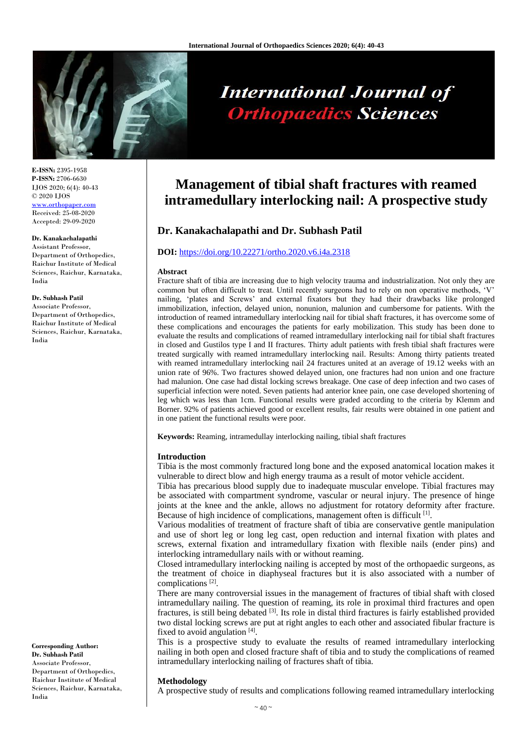**E-ISSN:** 2395-1958
**P-ISSN:** 2706-6630
IJOS 2020; 6(4): 40-43
© 2020 IJOS
www.orthopaper.com
Received: 25-08-2020
Accepted: 29-09-2020

**Dr. Kanakachalapathi**
Assistant Professor, Department of Orthopedics, Raichur Institute of Medical Sciences, Raichur, Karnataka, India

**Dr. Subhash Patil**
Associate Professor, Department of Orthopedics, Raichur Institute of Medical Sciences, Raichur, Karnataka, India

**Corresponding Author:**
**Dr. Subhash Patil**
Associate Professor, Department of Orthopedics, Raichur Institute of Medical Sciences, Raichur, Karnataka, India

# Management of tibial shaft fractures with reamed intramedullary interlocking nail: A prospective study

## Dr. Kanakachalapathi and Dr. Subhash Patil

**DOI:** https://doi.org/10.22271/ortho.2020.v6.i4a.2318

**Abstract**

Fracture shaft of tibia are increasing due to high velocity trauma and industrialization. Not only they are common but often difficult to treat. Until recently surgeons had to rely on non operative methods, 'V' nailing, 'plates and Screws' and external fixators but they had their drawbacks like prolonged immobilization, infection, delayed union, nonunion, malunion and cumbersome for patients. With the introduction of reamed intramedullary interlocking nail for tibial shaft fractures, it has overcome some of these complications and encourages the patients for early mobilization. This study has been done to evaluate the results and complications of reamed intramedullary interlocking nail for tibial shaft fractures in closed and Gustilos type I and II fractures. Thirty adult patients with fresh tibial shaft fractures were treated surgically with reamed intramedullary interlocking nail. Results: Among thirty patients treated with reamed intramedullary interlocking nail 24 fractures united at an average of 19.12 weeks with an union rate of 96%. Two fractures showed delayed union, one fractures had non union and one fracture had malunion. One case had distal locking screws breakage. One case of deep infection and two cases of superficial infection were noted. Seven patients had anterior knee pain, one case developed shortening of leg which was less than 1cm. Functional results were graded according to the criteria by Klemm and Borner. 92% of patients achieved good or excellent results, fair results were obtained in one patient and in one patient the functional results were poor.

**Keywords:** Reaming, intramedullay interlocking nailing, tibial shaft fractures

### Introduction

Tibia is the most commonly fractured long bone and the exposed anatomical location makes it vulnerable to direct blow and high energy trauma as a result of motor vehicle accident.

Tibia has precarious blood supply due to inadequate muscular envelope. Tibial fractures may be associated with compartment syndrome, vascular or neural injury. The presence of hinge joints at the knee and the ankle, allows no adjustment for rotatory deformity after fracture. Because of high incidence of complications, management often is difficult [1].

Various modalities of treatment of fracture shaft of tibia are conservative gentle manipulation and use of short leg or long leg cast, open reduction and internal fixation with plates and screws, external fixation and intramedullary fixation with flexible nails (ender pins) and interlocking intramedullary nails with or without reaming.

Closed intramedullary interlocking nailing is accepted by most of the orthopaedic surgeons, as the treatment of choice in diaphyseal fractures but it is also associated with a number of complications [2].

There are many controversial issues in the management of fractures of tibial shaft with closed intramedullary nailing. The question of reaming, its role in proximal third fractures and open fractures, is still being debated [3]. Its role in distal third fractures is fairly established provided two distal locking screws are put at right angles to each other and associated fibular fracture is fixed to avoid angulation [4].

This is a prospective study to evaluate the results of reamed intramedullary interlocking nailing in both open and closed fracture shaft of tibia and to study the complications of reamed intramedullary interlocking nailing of fractures shaft of tibia.

### Methodology

A prospective study of results and complications following reamed intramedullary interlocking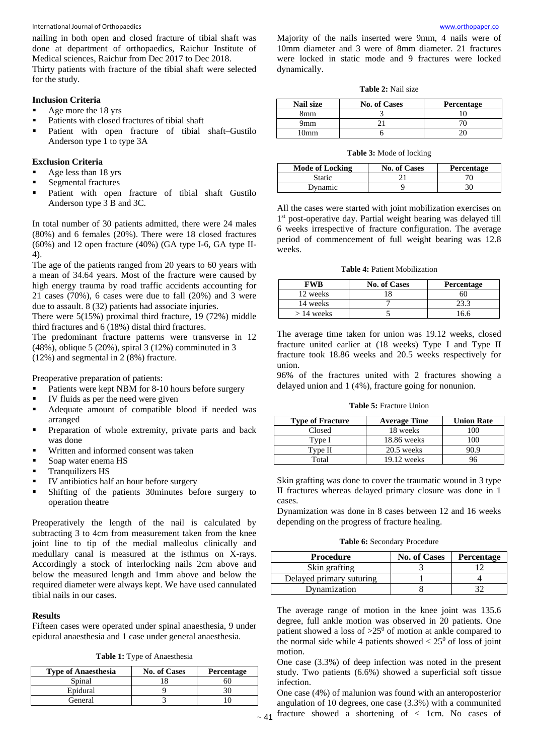nailing in both open and closed fracture of tibial shaft was done at department of orthopaedics, Raichur Institute of Medical sciences, Raichur from Dec 2017 to Dec 2018.

Thirty patients with fracture of the tibial shaft were selected for the study.

### Inclusion Criteria

- Age more the 18 yrs
- Patients with closed fractures of tibial shaft
- Patient with open fracture of tibial shaft–Gustilo Anderson type 1 to type 3A

### Exclusion Criteria

- Age less than 18 yrs
- Segmental fractures
- Patient with open fracture of tibial shaft Gustilo Anderson type 3 B and 3C.

In total number of 30 patients admitted, there were 24 males (80%) and 6 females (20%). There were 18 closed fractures (60%) and 12 open fracture (40%) (GA type I-6, GA type II-4).

The age of the patients ranged from 20 years to 60 years with a mean of 34.64 years. Most of the fracture were caused by high energy trauma by road traffic accidents accounting for 21 cases (70%), 6 cases were due to fall (20%) and 3 were due to assault. 8 (32) patients had associate injuries.

There were 5(15%) proximal third fracture, 19 (72%) middle third fractures and 6 (18%) distal third fractures.

The predominant fracture patterns were transverse in 12 (48%), oblique 5 (20%), spiral 3 (12%) comminuted in 3 (12%) and segmental in 2 (8%) fracture.

Preoperative preparation of patients:

- Patients were kept NBM for 8-10 hours before surgery
- IV fluids as per the need were given
- Adequate amount of compatible blood if needed was arranged
- Preparation of whole extremity, private parts and back was done
- Written and informed consent was taken
- Soap water enema HS
- Tranquilizers HS
- IV antibiotics half an hour before surgery
- Shifting of the patients 30minutes before surgery to operation theatre

Preoperatively the length of the nail is calculated by subtracting 3 to 4cm from measurement taken from the knee joint line to tip of the medial malleolus clinically and medullary canal is measured at the isthmus on X-rays. Accordingly a stock of interlocking nails 2cm above and below the measured length and 1mm above and below the required diameter were always kept. We have used cannulated tibial nails in our cases.

### Results

Fifteen cases were operated under spinal anaesthesia, 9 under epidural anaesthesia and 1 case under general anaesthesia.

**Table 1:** Type of Anaesthesia

| Type of Anaesthesia | No. of Cases | Percentage |
|---|---|---|
| Spinal | 18 | 60 |
| Epidural | 9 | 30 |
| General | 3 | 10 |

Majority of the nails inserted were 9mm, 4 nails were of 10mm diameter and 3 were of 8mm diameter. 21 fractures were locked in static mode and 9 fractures were locked dynamically.

**Table 2:** Nail size

| Nail size | No. of Cases | Percentage |
|---|---|---|
| 8mm | 3 | 10 |
| 9mm | 21 | 70 |
| 10mm | 6 | 20 |

**Table 3:** Mode of locking

| Mode of Locking | No. of Cases | Percentage |
|---|---|---|
| Static | 21 | 70 |
| Dynamic | 9 | 30 |

All the cases were started with joint mobilization exercises on 1st post-operative day. Partial weight bearing was delayed till 6 weeks irrespective of fracture configuration. The average period of commencement of full weight bearing was 12.8 weeks.

**Table 4:** Patient Mobilization

| FWB | No. of Cases | Percentage |
|---|---|---|
| 12 weeks | 18 | 60 |
| 14 weeks | 7 | 23.3 |
| > 14 weeks | 5 | 16.6 |

The average time taken for union was 19.12 weeks, closed fracture united earlier at (18 weeks) Type I and Type II fracture took 18.86 weeks and 20.5 weeks respectively for union.

96% of the fractures united with 2 fractures showing a delayed union and 1 (4%), fracture going for nonunion.

**Table 5:** Fracture Union

| Type of Fracture | Average Time | Union Rate |
|---|---|---|
| Closed | 18 weeks | 100 |
| Type I | 18.86 weeks | 100 |
| Type II | 20.5 weeks | 90.9 |
| Total | 19.12 weeks | 96 |

Skin grafting was done to cover the traumatic wound in 3 type II fractures whereas delayed primary closure was done in 1 cases.

Dynamization was done in 8 cases between 12 and 16 weeks depending on the progress of fracture healing.

**Table 6:** Secondary Procedure

| Procedure | No. of Cases | Percentage |
|---|---|---|
| Skin grafting | 3 | 12 |
| Delayed primary suturing | 1 | 4 |
| Dynamization | 8 | 32 |

The average range of motion in the knee joint was 135.6 degree, full ankle motion was observed in 20 patients. One patient showed a loss of $>25^0$ of motion at ankle compared to the normal side while 4 patients showed $< 25^0$ of loss of joint motion.

One case (3.3%) of deep infection was noted in the present study. Two patients (6.6%) showed a superficial soft tissue infection.

One case (4%) of malunion was found with an anteroposterior angulation of 10 degrees, one case (3.3%) with a communited fracture showed a shortening of < 1cm. No cases of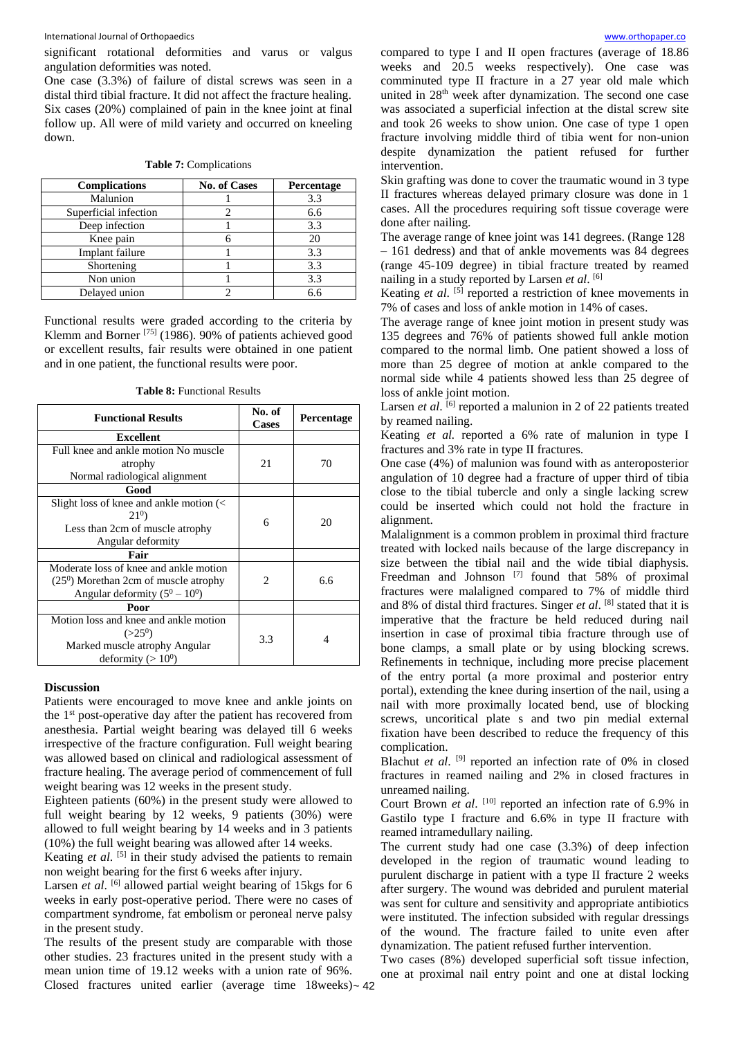significant rotational deformities and varus or valgus angulation deformities was noted.

One case (3.3%) of failure of distal screws was seen in a distal third tibial fracture. It did not affect the fracture healing. Six cases (20%) complained of pain in the knee joint at final follow up. All were of mild variety and occurred on kneeling down.

**Table 7:** Complications

| Complications | No. of Cases | Percentage |
|---|---|---|
| Malunion | 1 | 3.3 |
| Superficial infection | 2 | 6.6 |
| Deep infection | 1 | 3.3 |
| Knee pain | 6 | 20 |
| Implant failure | 1 | 3.3 |
| Shortening | 1 | 3.3 |
| Non union | 1 | 3.3 |
| Delayed union | 2 | 6.6 |

Functional results were graded according to the criteria by Klemm and Borner [75] (1986). 90% of patients achieved good or excellent results, fair results were obtained in one patient and in one patient, the functional results were poor.

**Table 8:** Functional Results

| Functional Results | No. of Cases | Percentage |
|---|---|---|
| **Excellent** | | |
| Full knee and ankle motion No muscle atrophy Normal radiological alignment | 21 | 70 |
| **Good** | | |
| Slight loss of knee and ankle motion (< $21^0$) Less than 2cm of muscle atrophy Angular deformity | 6 | 20 |
| **Fair** | | |
| Moderate loss of knee and ankle motion ($25^0$) Morethan 2cm of muscle atrophy Angular deformity ($5^0 - 10^0$) | 2 | 6.6 |
| **Poor** | | |
| Motion loss and knee and ankle motion (>$25^0$) Marked muscle atrophy Angular deformity (> $10^0$) | 3.3 | 4 |

### Discussion

Patients were encouraged to move knee and ankle joints on the 1st post-operative day after the patient has recovered from anesthesia. Partial weight bearing was delayed till 6 weeks irrespective of the fracture configuration. Full weight bearing was allowed based on clinical and radiological assessment of fracture healing. The average period of commencement of full weight bearing was 12 weeks in the present study.

Eighteen patients (60%) in the present study were allowed to full weight bearing by 12 weeks, 9 patients (30%) were allowed to full weight bearing by 14 weeks and in 3 patients (10%) the full weight bearing was allowed after 14 weeks.

Keating *et al.* [5] in their study advised the patients to remain non weight bearing for the first 6 weeks after injury.

Larsen *et al*. [6] allowed partial weight bearing of 15kgs for 6 weeks in early post-operative period. There were no cases of compartment syndrome, fat embolism or peroneal nerve palsy in the present study.

The results of the present study are comparable with those other studies. 23 fractures united in the present study with a mean union time of 19.12 weeks with a union rate of 96%. Closed fractures united earlier (average time 18weeks) compared to type I and II open fractures (average of 18.86 weeks and 20.5 weeks respectively). One case was comminuted type II fracture in a 27 year old male which united in 28th week after dynamization. The second one case was associated a superficial infection at the distal screw site and took 26 weeks to show union. One case of type 1 open fracture involving middle third of tibia went for non-union despite dynamization the patient refused for further intervention.

Skin grafting was done to cover the traumatic wound in 3 type II fractures whereas delayed primary closure was done in 1 cases. All the procedures requiring soft tissue coverage were done after nailing.

The average range of knee joint was 141 degrees. (Range 128 – 161 dedress) and that of ankle movements was 84 degrees (range 45-109 degree) in tibial fracture treated by reamed nailing in a study reported by Larsen *et al*. [6]

Keating *et al*. [5] reported a restriction of knee movements in 7% of cases and loss of ankle motion in 14% of cases.

The average range of knee joint motion in present study was 135 degrees and 76% of patients showed full ankle motion compared to the normal limb. One patient showed a loss of more than 25 degree of motion at ankle compared to the normal side while 4 patients showed less than 25 degree of loss of ankle joint motion.

Larsen *et al*. [6] reported a malunion in 2 of 22 patients treated by reamed nailing.

Keating *et al.* reported a 6% rate of malunion in type I fractures and 3% rate in type II fractures.

One case (4%) of malunion was found with as anteroposterior angulation of 10 degree had a fracture of upper third of tibia close to the tibial tubercle and only a single lacking screw could be inserted which could not hold the fracture in alignment.

Malalignment is a common problem in proximal third fracture treated with locked nails because of the large discrepancy in size between the tibial nail and the wide tibial diaphysis. Freedman and Johnson [7] found that 58% of proximal fractures were malaligned compared to 7% of middle third and 8% of distal third fractures. Singer *et al*. [8] stated that it is imperative that the fracture be held reduced during nail insertion in case of proximal tibia fracture through use of bone clamps, a small plate or by using blocking screws. Refinements in technique, including more precise placement of the entry portal (a more proximal and posterior entry portal), extending the knee during insertion of the nail, using a nail with more proximally located bend, use of blocking screws, uncoritical plate s and two pin medial external fixation have been described to reduce the frequency of this complication.

Blachut *et al*. [9] reported an infection rate of 0% in closed fractures in reamed nailing and 2% in closed fractures in unreamed nailing.

Court Brown *et al*. [10] reported an infection rate of 6.9% in Gastilo type I fracture and 6.6% in type II fracture with reamed intramedullary nailing.

The current study had one case (3.3%) of deep infection developed in the region of traumatic wound leading to purulent discharge in patient with a type II fracture 2 weeks after surgery. The wound was debrided and purulent material was sent for culture and sensitivity and appropriate antibiotics were instituted. The infection subsided with regular dressings of the wound. The fracture failed to unite even after dynamization. The patient refused further intervention.

Two cases (8%) developed superficial soft tissue infection, one at proximal nail entry point and one at distal locking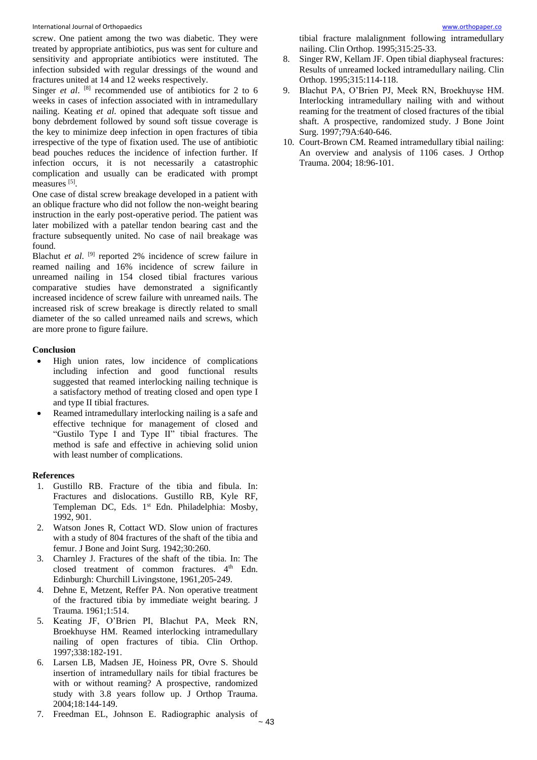screw. One patient among the two was diabetic. They were treated by appropriate antibiotics, pus was sent for culture and sensitivity and appropriate antibiotics were instituted. The infection subsided with regular dressings of the wound and fractures united at 14 and 12 weeks respectively.

Singer *et al*. [8] recommended use of antibiotics for 2 to 6 weeks in cases of infection associated with in intramedullary nailing. Keating *et al*. opined that adequate soft tissue and bony debrdement followed by sound soft tissue coverage is the key to minimize deep infection in open fractures of tibia irrespective of the type of fixation used. The use of antibiotic bead pouches reduces the incidence of infection further. If infection occurs, it is not necessarily a catastrophic complication and usually can be eradicated with prompt measures [5].

One case of distal screw breakage developed in a patient with an oblique fracture who did not follow the non-weight bearing instruction in the early post-operative period. The patient was later mobilized with a patellar tendon bearing cast and the fracture subsequently united. No case of nail breakage was found.

Blachut *et al*. [9] reported 2% incidence of screw failure in reamed nailing and 16% incidence of screw failure in unreamed nailing in 154 closed tibial fractures various comparative studies have demonstrated a significantly increased incidence of screw failure with unreamed nails. The increased risk of screw breakage is directly related to small diameter of the so called unreamed nails and screws, which are more prone to figure failure.

## Conclusion

- High union rates, low incidence of complications including infection and good functional results suggested that reamed interlocking nailing technique is a satisfactory method of treating closed and open type I and type II tibial fractures.
- Reamed intramedullary interlocking nailing is a safe and effective technique for management of closed and "Gustilo Type I and Type II" tibial fractures. The method is safe and effective in achieving solid union with least number of complications.

## References

1. Gustillo RB. Fracture of the tibia and fibula. In: Fractures and dislocations. Gustillo RB, Kyle RF, Templeman DC, Eds. 1st Edn. Philadelphia: Mosby, 1992, 901.
2. Watson Jones R, Cottact WD. Slow union of fractures with a study of 804 fractures of the shaft of the tibia and femur. J Bone and Joint Surg. 1942;30:260.
3. Charnley J. Fractures of the shaft of the tibia. In: The closed treatment of common fractures. 4th Edn. Edinburgh: Churchill Livingstone, 1961,205-249.
4. Dehne E, Metzent, Reffer PA. Non operative treatment of the fractured tibia by immediate weight bearing. J Trauma. 1961;1:514.
5. Keating JF, O'Brien PI, Blachut PA, Meek RN, Broekhuyse HM. Reamed interlocking intramedullary nailing of open fractures of tibia. Clin Orthop. 1997;338:182-191.
6. Larsen LB, Madsen JE, Hoiness PR, Ovre S. Should insertion of intramedullary nails for tibial fractures be with or without reaming? A prospective, randomized study with 3.8 years follow up. J Orthop Trauma. 2004;18:144-149.
7. Freedman EL, Johnson E. Radiographic analysis of tibial fracture malalignment following intramedullary nailing. Clin Orthop. 1995;315:25-33.
8. Singer RW, Kellam JF. Open tibial diaphyseal fractures: Results of unreamed locked intramedullary nailing. Clin Orthop. 1995;315:114-118.
9. Blachut PA, O'Brien PJ, Meek RN, Broekhuyse HM. Interlocking intramedullary nailing with and without reaming for the treatment of closed fractures of the tibial shaft. A prospective, randomized study. J Bone Joint Surg. 1997;79A:640-646.
10. Court-Brown CM. Reamed intramedullary tibial nailing: An overview and analysis of 1106 cases. J Orthop Trauma. 2004; 18:96-101.